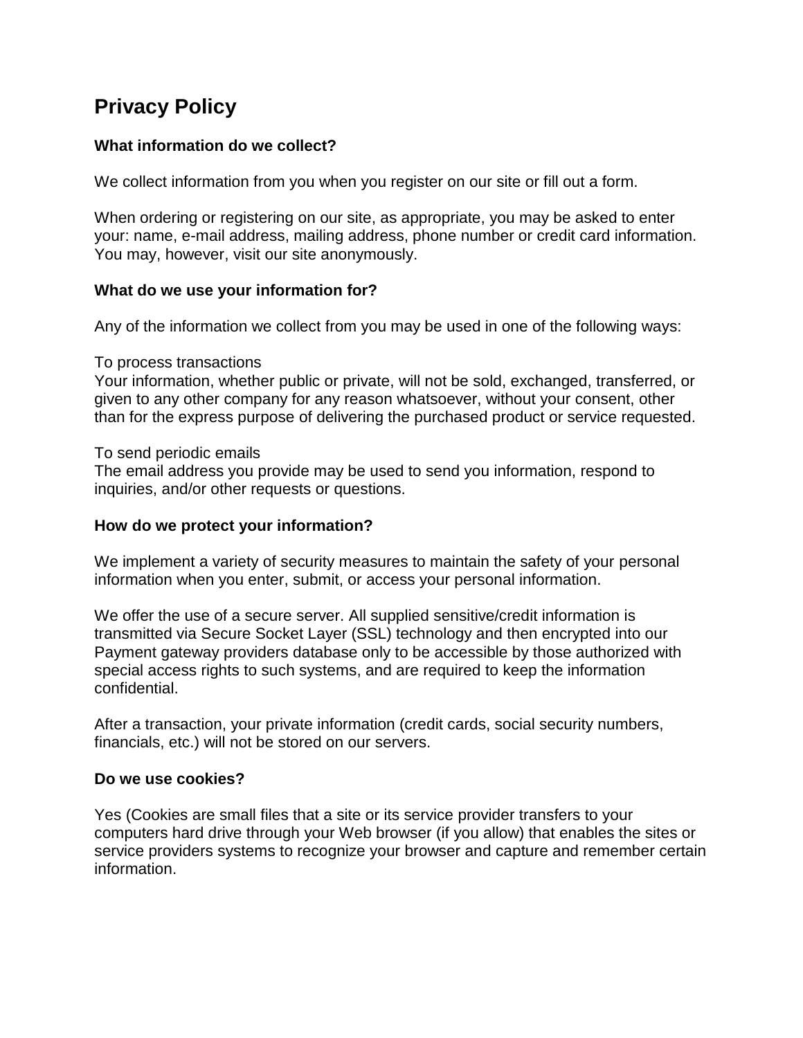# Privacy Policy

### What information do we collect?

We collect information from you when you register on our site or fill out a form.

When ordering or registering on our site, as appropriate, you may be asked to enter your: name, e-mail address, mailing address, phone number or credit card information. You may, however, visit our site anonymously.

### What do we use your information for?

Any of the information we collect from you may be used in one of the following ways:

To process transactions
Your information, whether public or private, will not be sold, exchanged, transferred, or given to any other company for any reason whatsoever, without your consent, other than for the express purpose of delivering the purchased product or service requested.

To send periodic emails
The email address you provide may be used to send you information, respond to inquiries, and/or other requests or questions.

### How do we protect your information?

We implement a variety of security measures to maintain the safety of your personal information when you enter, submit, or access your personal information.

We offer the use of a secure server. All supplied sensitive/credit information is transmitted via Secure Socket Layer (SSL) technology and then encrypted into our Payment gateway providers database only to be accessible by those authorized with special access rights to such systems, and are required to keep the information confidential.

After a transaction, your private information (credit cards, social security numbers, financials, etc.) will not be stored on our servers.

### Do we use cookies?

Yes (Cookies are small files that a site or its service provider transfers to your computers hard drive through your Web browser (if you allow) that enables the sites or service providers systems to recognize your browser and capture and remember certain information.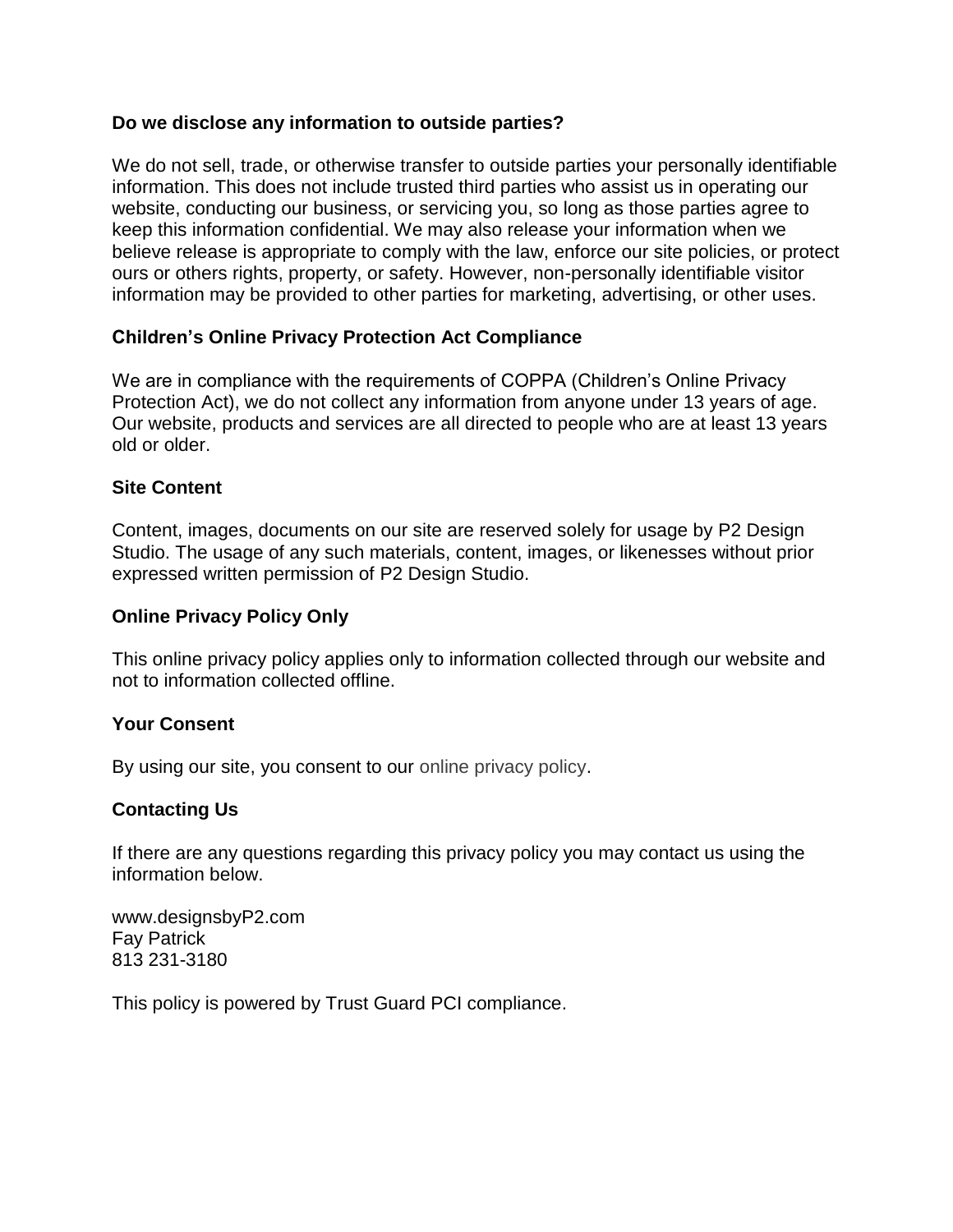**Do we disclose any information to outside parties?**

We do not sell, trade, or otherwise transfer to outside parties your personally identifiable information. This does not include trusted third parties who assist us in operating our website, conducting our business, or servicing you, so long as those parties agree to keep this information confidential. We may also release your information when we believe release is appropriate to comply with the law, enforce our site policies, or protect ours or others rights, property, or safety. However, non-personally identifiable visitor information may be provided to other parties for marketing, advertising, or other uses.

**Children's Online Privacy Protection Act Compliance**

We are in compliance with the requirements of COPPA (Children's Online Privacy Protection Act), we do not collect any information from anyone under 13 years of age. Our website, products and services are all directed to people who are at least 13 years old or older.

**Site Content**

Content, images, documents on our site are reserved solely for usage by P2 Design Studio. The usage of any such materials, content, images, or likenesses without prior expressed written permission of P2 Design Studio.

**Online Privacy Policy Only**

This online privacy policy applies only to information collected through our website and not to information collected offline.

**Your Consent**

By using our site, you consent to our online privacy policy.

**Contacting Us**

If there are any questions regarding this privacy policy you may contact us using the information below.

www.designsbyP2.com
Fay Patrick
813 231-3180

This policy is powered by Trust Guard PCI compliance.